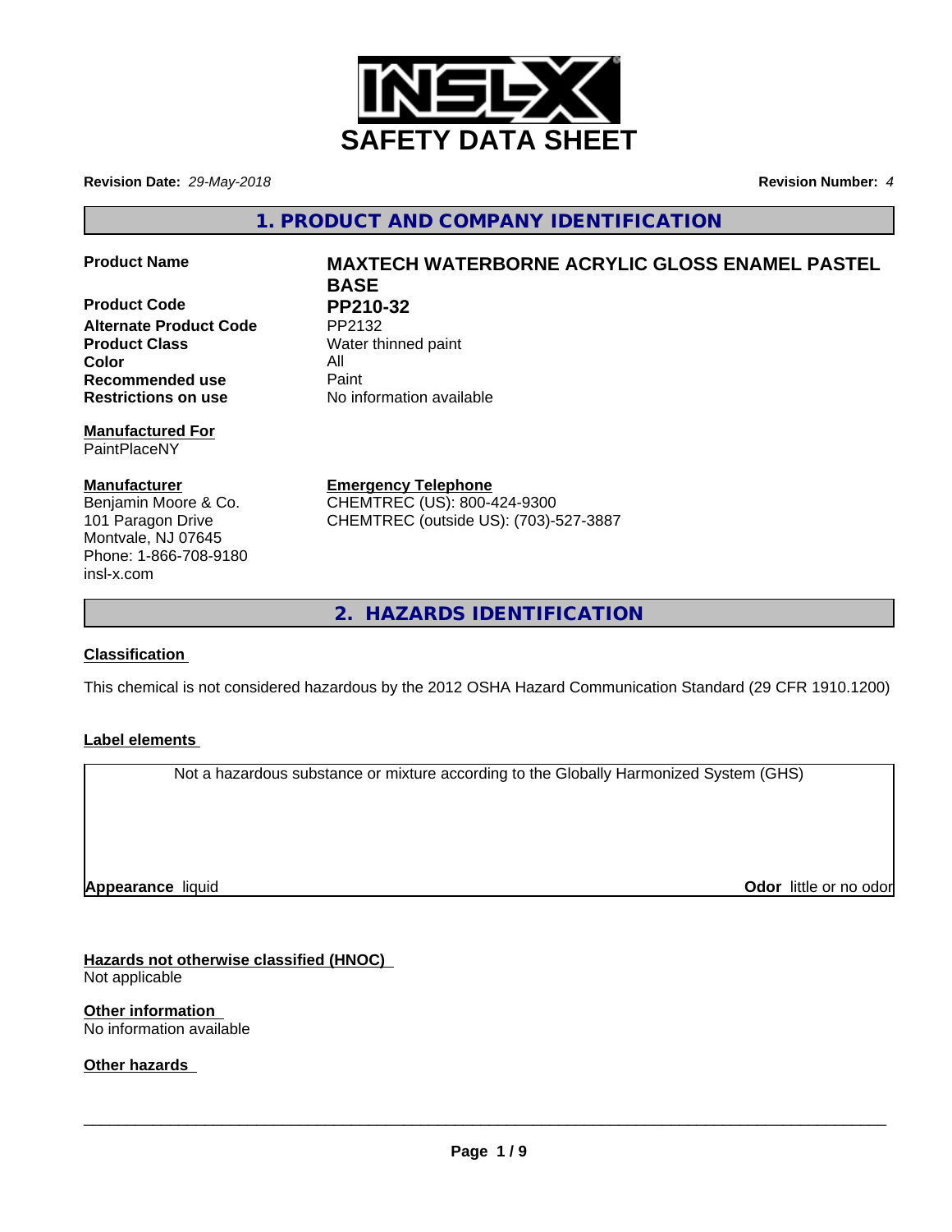INSL-X

# SAFETY DATA SHEET

**Revision Date:** *29-May-2018*

**Revision Number:** *4*

## 1. PRODUCT AND COMPANY IDENTIFICATION

| | |
|---|---|
| **Product Name** | **MAXTECH WATERBORNE ACRYLIC GLOSS ENAMEL PASTEL BASE** |
| **Product Code** | **PP210-32** |
| **Alternate Product Code** | PP2132 |
| **Product Class** | Water thinned paint |
| **Color** | All |
| **Recommended use** | Paint |
| **Restrictions on use** | No information available |

**Manufactured For**
PaintPlaceNY

**Manufacturer**
Benjamin Moore & Co.
101 Paragon Drive
Montvale, NJ 07645
Phone: 1-866-708-9180
insl-x.com

**Emergency Telephone**
CHEMTREC (US): 800-424-9300
CHEMTREC (outside US): (703)-527-3887

## 2. HAZARDS IDENTIFICATION

**Classification**

This chemical is not considered hazardous by the 2012 OSHA Hazard Communication Standard (29 CFR 1910.1200)

**Label elements**

Not a hazardous substance or mixture according to the Globally Harmonized System (GHS)

**Appearance** liquid

**Odor** little or no odor

**Hazards not otherwise classified (HNOC)**
Not applicable

**Other information**
No information available

**Other hazards**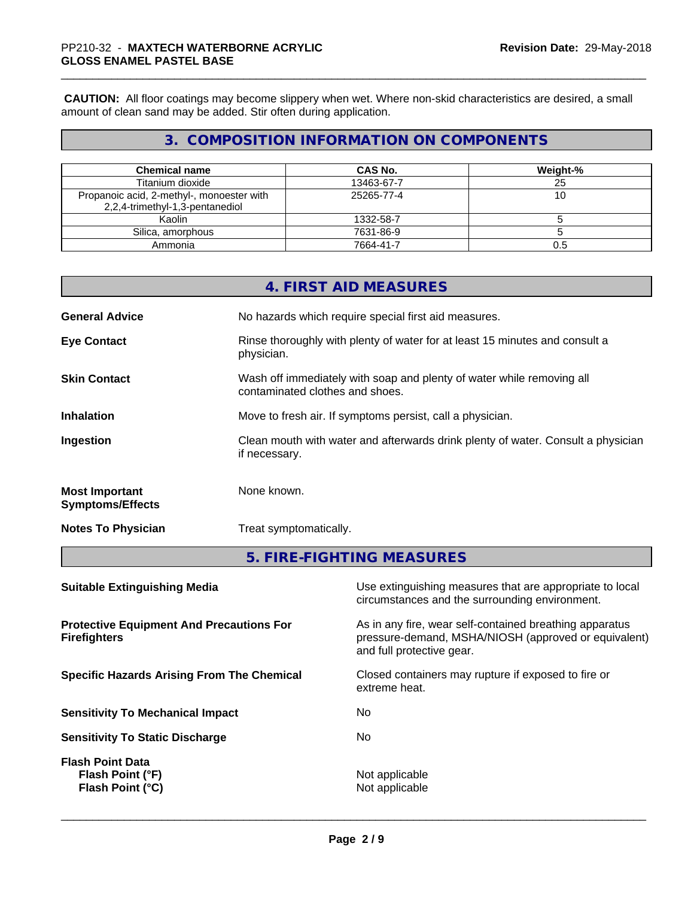**CAUTION:** All floor coatings may become slippery when wet. Where non-skid characteristics are desired, a small amount of clean sand may be added. Stir often during application.

## 3. COMPOSITION INFORMATION ON COMPONENTS

| Chemical name | CAS No. | Weight-% |
|---|---|---|
| Titanium dioxide | 13463-67-7 | 25 |
| Propanoic acid, 2-methyl-, monoester with 2,2,4-trimethyl-1,3-pentanediol | 25265-77-4 | 10 |
| Kaolin | 1332-58-7 | 5 |
| Silica, amorphous | 7631-86-9 | 5 |
| Ammonia | 7664-41-7 | 0.5 |

## 4. FIRST AID MEASURES

**General Advice**
No hazards which require special first aid measures.

**Eye Contact**
Rinse thoroughly with plenty of water for at least 15 minutes and consult a physician.

**Skin Contact**
Wash off immediately with soap and plenty of water while removing all contaminated clothes and shoes.

**Inhalation**
Move to fresh air. If symptoms persist, call a physician.

**Ingestion**
Clean mouth with water and afterwards drink plenty of water. Consult a physician if necessary.

**Most Important Symptoms/Effects**
None known.

**Notes To Physician**
Treat symptomatically.

## 5. FIRE-FIGHTING MEASURES

**Suitable Extinguishing Media**
Use extinguishing measures that are appropriate to local circumstances and the surrounding environment.

**Protective Equipment And Precautions For Firefighters**
As in any fire, wear self-contained breathing apparatus pressure-demand, MSHA/NIOSH (approved or equivalent) and full protective gear.

**Specific Hazards Arising From The Chemical**
Closed containers may rupture if exposed to fire or extreme heat.

**Sensitivity To Mechanical Impact**
No

**Sensitivity To Static Discharge**
No

**Flash Point Data**
**Flash Point (°F)** Not applicable
**Flash Point (°C)** Not applicable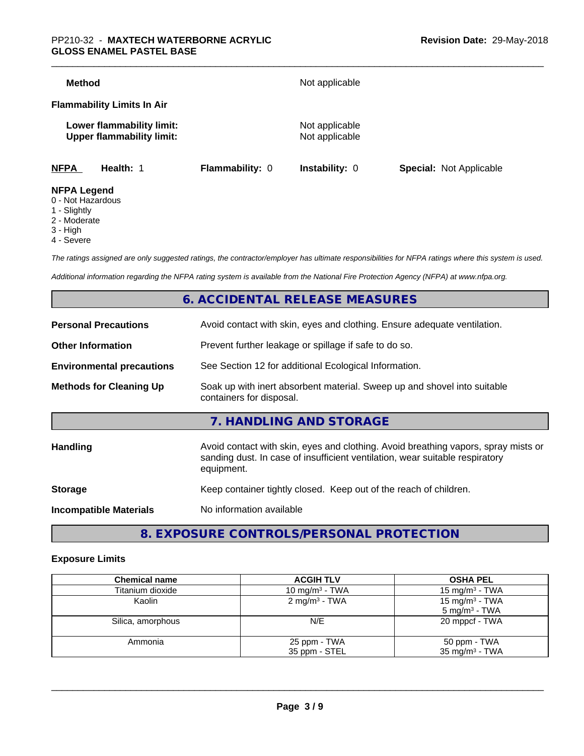**Method** Not applicable

**Flammability Limits In Air**

**Lower flammability limit:** Not applicable
**Upper flammability limit:** Not applicable

**NFPA** **Health:** 1 **Flammability:** 0 **Instability:** 0 **Special:** Not Applicable

**NFPA Legend**
0 - Not Hazardous
1 - Slightly
2 - Moderate
3 - High
4 - Severe

*The ratings assigned are only suggested ratings, the contractor/employer has ultimate responsibilities for NFPA ratings where this system is used.*

*Additional information regarding the NFPA rating system is available from the National Fire Protection Agency (NFPA) at www.nfpa.org.*

## 6. ACCIDENTAL RELEASE MEASURES

**Personal Precautions** Avoid contact with skin, eyes and clothing. Ensure adequate ventilation.

**Other Information** Prevent further leakage or spillage if safe to do so.

**Environmental precautions** See Section 12 for additional Ecological Information.

**Methods for Cleaning Up** Soak up with inert absorbent material. Sweep up and shovel into suitable containers for disposal.

## 7. HANDLING AND STORAGE

**Handling** Avoid contact with skin, eyes and clothing. Avoid breathing vapors, spray mists or sanding dust. In case of insufficient ventilation, wear suitable respiratory equipment.

**Storage** Keep container tightly closed. Keep out of the reach of children.

**Incompatible Materials** No information available

## 8. EXPOSURE CONTROLS/PERSONAL PROTECTION

### Exposure Limits

| Chemical name | ACGIH TLV | OSHA PEL |
|---|---|---|
| Titanium dioxide | 10 mg/m³ - TWA | 15 mg/m³ - TWA |
| Kaolin | 2 mg/m³ - TWA | 15 mg/m³ - TWA<br>5 mg/m³ - TWA |
| Silica, amorphous | N/E | 20 mppcf - TWA |
| Ammonia | 25 ppm - TWA<br>35 ppm - STEL | 50 ppm - TWA<br>35 mg/m³ - TWA |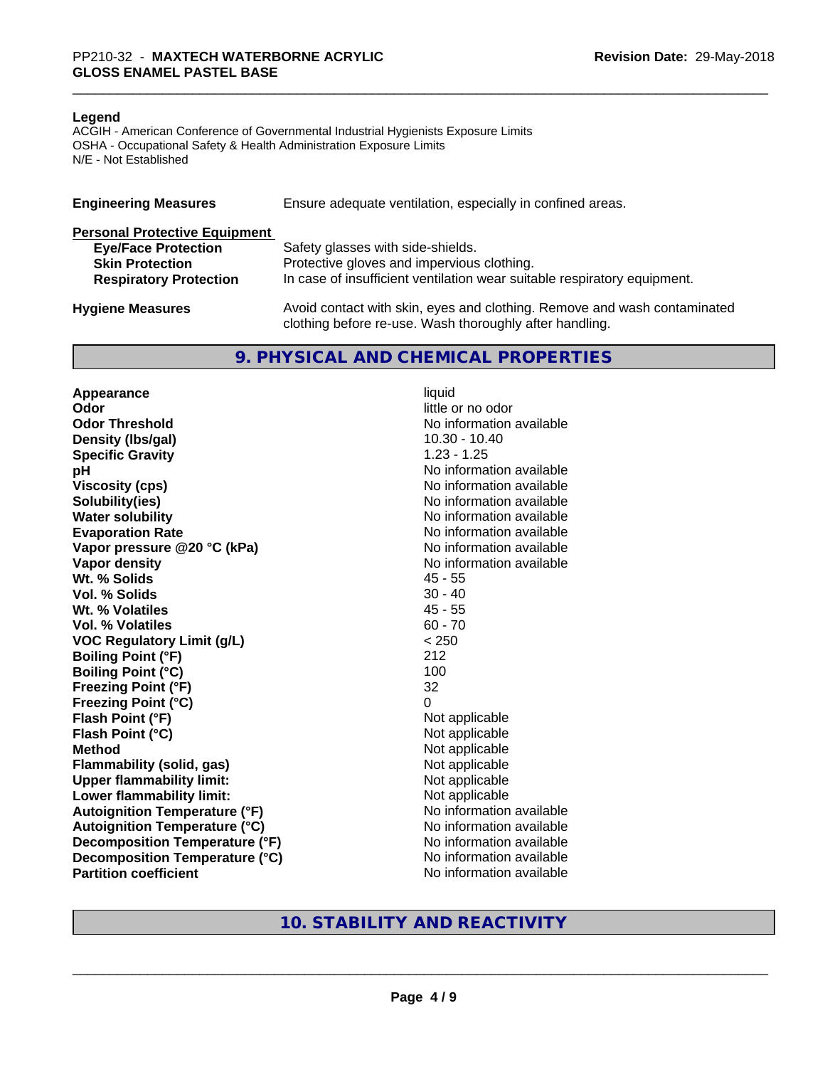**Legend**

ACGIH - American Conference of Governmental Industrial Hygienists Exposure Limits
OSHA - Occupational Safety & Health Administration Exposure Limits
N/E - Not Established

| | |
|---|---|
| **Engineering Measures** | Ensure adequate ventilation, especially in confined areas. |
| **Personal Protective Equipment** | |
| **Eye/Face Protection** | Safety glasses with side-shields. |
| **Skin Protection** | Protective gloves and impervious clothing. |
| **Respiratory Protection** | In case of insufficient ventilation wear suitable respiratory equipment. |
| **Hygiene Measures** | Avoid contact with skin, eyes and clothing. Remove and wash contaminated clothing before re-use. Wash thoroughly after handling. |

## 9. PHYSICAL AND CHEMICAL PROPERTIES

| | |
|---|---|
| **Appearance** | liquid |
| **Odor** | little or no odor |
| **Odor Threshold** | No information available |
| **Density (lbs/gal)** | 10.30 - 10.40 |
| **Specific Gravity** | 1.23 - 1.25 |
| **pH** | No information available |
| **Viscosity (cps)** | No information available |
| **Solubility(ies)** | No information available |
| **Water solubility** | No information available |
| **Evaporation Rate** | No information available |
| **Vapor pressure @20 °C (kPa)** | No information available |
| **Vapor density** | No information available |
| **Wt. % Solids** | 45 - 55 |
| **Vol. % Solids** | 30 - 40 |
| **Wt. % Volatiles** | 45 - 55 |
| **Vol. % Volatiles** | 60 - 70 |
| **VOC Regulatory Limit (g/L)** | < 250 |
| **Boiling Point (°F)** | 212 |
| **Boiling Point (°C)** | 100 |
| **Freezing Point (°F)** | 32 |
| **Freezing Point (°C)** | 0 |
| **Flash Point (°F)** | Not applicable |
| **Flash Point (°C)** | Not applicable |
| **Method** | Not applicable |
| **Flammability (solid, gas)** | Not applicable |
| **Upper flammability limit:** | Not applicable |
| **Lower flammability limit:** | Not applicable |
| **Autoignition Temperature (°F)** | No information available |
| **Autoignition Temperature (°C)** | No information available |
| **Decomposition Temperature (°F)** | No information available |
| **Decomposition Temperature (°C)** | No information available |
| **Partition coefficient** | No information available |

## 10. STABILITY AND REACTIVITY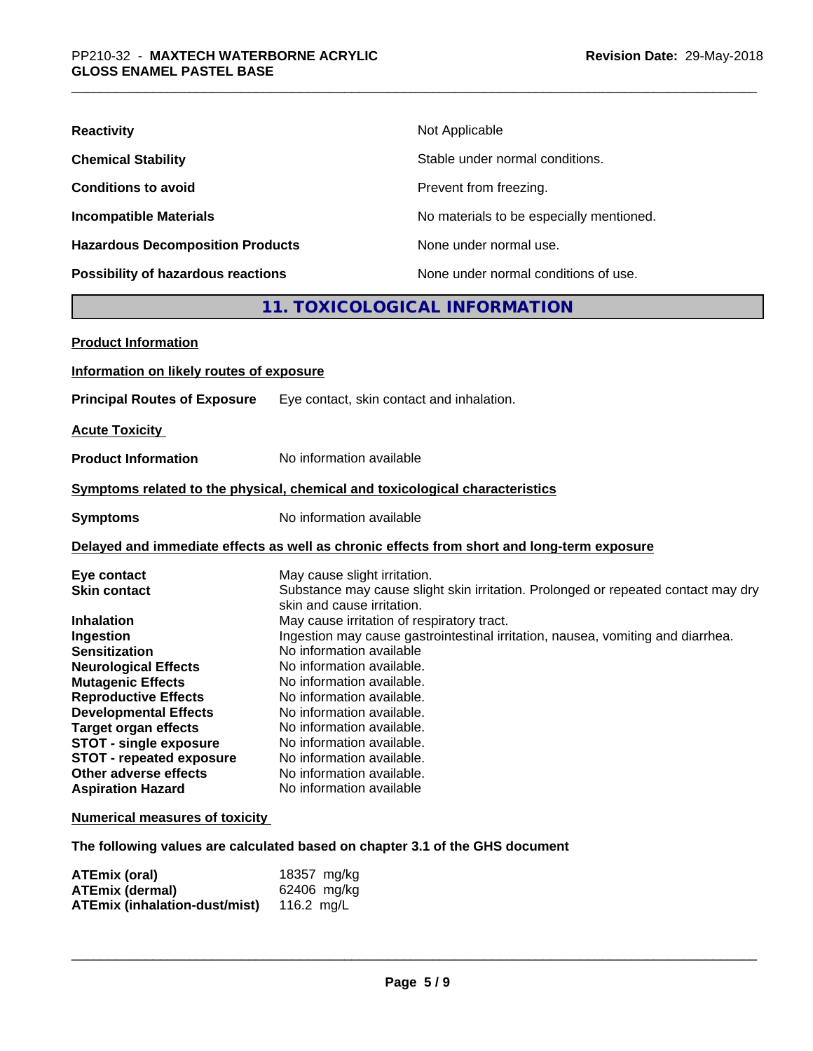| | |
|---|---|
| **Reactivity** | Not Applicable |
| **Chemical Stability** | Stable under normal conditions. |
| **Conditions to avoid** | Prevent from freezing. |
| **Incompatible Materials** | No materials to be especially mentioned. |
| **Hazardous Decomposition Products** | None under normal use. |
| **Possibility of hazardous reactions** | None under normal conditions of use. |

## 11. TOXICOLOGICAL INFORMATION

**Product Information**

**Information on likely routes of exposure**

**Principal Routes of Exposure** Eye contact, skin contact and inhalation.

**Acute Toxicity**

**Product Information** No information available

**Symptoms related to the physical, chemical and toxicological characteristics**

**Symptoms** No information available

**Delayed and immediate effects as well as chronic effects from short and long-term exposure**

| | |
|---|---|
| **Eye contact** | May cause slight irritation. |
| **Skin contact** | Substance may cause slight skin irritation. Prolonged or repeated contact may dry skin and cause irritation. |
| **Inhalation** | May cause irritation of respiratory tract. |
| **Ingestion** | Ingestion may cause gastrointestinal irritation, nausea, vomiting and diarrhea. |
| **Sensitization** | No information available |
| **Neurological Effects** | No information available. |
| **Mutagenic Effects** | No information available. |
| **Reproductive Effects** | No information available. |
| **Developmental Effects** | No information available. |
| **Target organ effects** | No information available. |
| **STOT - single exposure** | No information available. |
| **STOT - repeated exposure** | No information available. |
| **Other adverse effects** | No information available. |
| **Aspiration Hazard** | No information available |

**Numerical measures of toxicity**

**The following values are calculated based on chapter 3.1 of the GHS document**

| | |
|---|---|
| **ATEmix (oral)** | 18357 mg/kg |
| **ATEmix (dermal)** | 62406 mg/kg |
| **ATEmix (inhalation-dust/mist)** | 116.2 mg/L |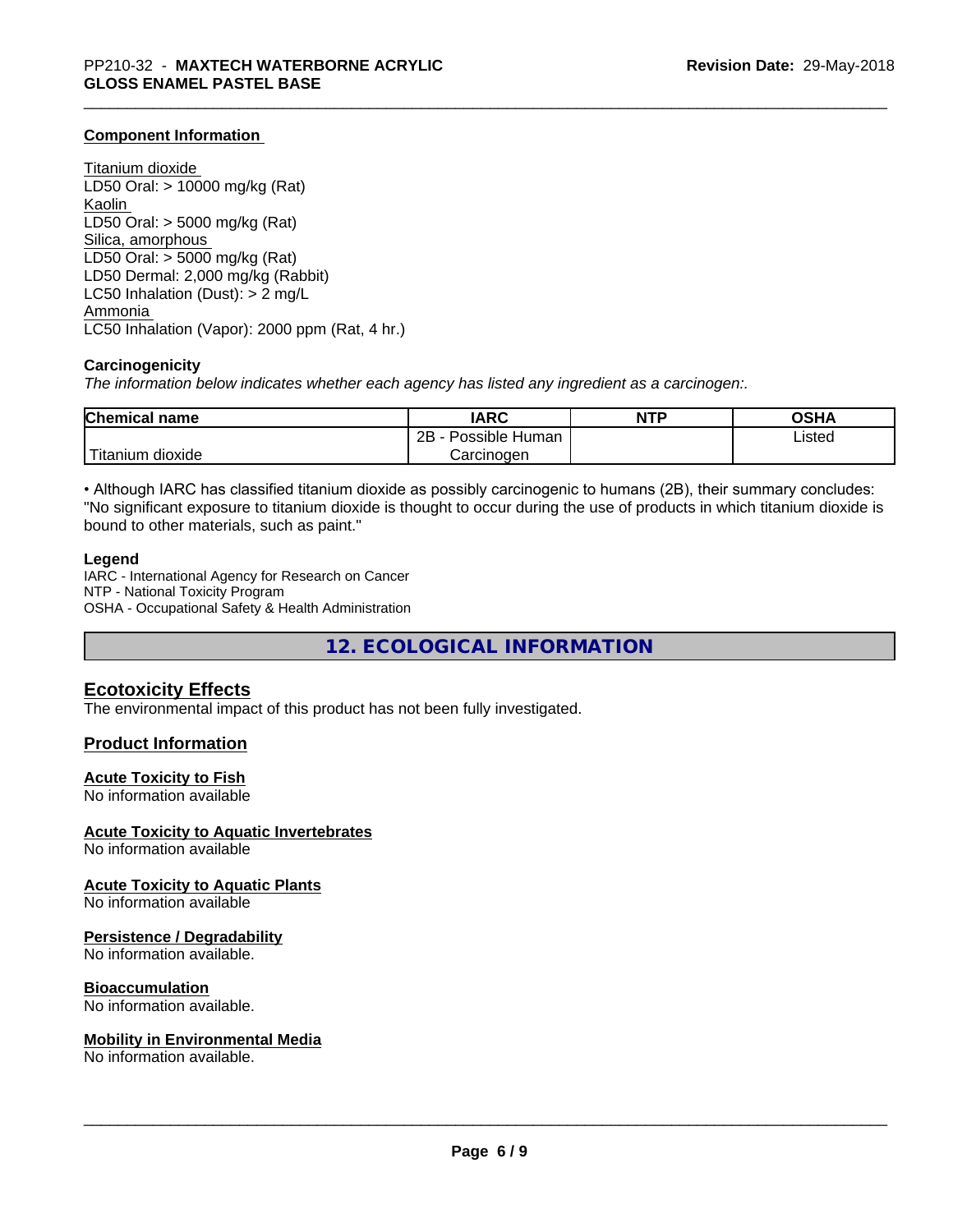### Component Information

Titanium dioxide
LD50 Oral: > 10000 mg/kg (Rat)
Kaolin
LD50 Oral: > 5000 mg/kg (Rat)
Silica, amorphous
LD50 Oral: > 5000 mg/kg (Rat)
LD50 Dermal: 2,000 mg/kg (Rabbit)
LC50 Inhalation (Dust): > 2 mg/L
Ammonia
LC50 Inhalation (Vapor): 2000 ppm (Rat, 4 hr.)

### Carcinogenicity

*The information below indicates whether each agency has listed any ingredient as a carcinogen:.*

| Chemical name | IARC | NTP | OSHA |
|---|---|---|---|
| Titanium dioxide | 2B - Possible Human Carcinogen | | Listed |

• Although IARC has classified titanium dioxide as possibly carcinogenic to humans (2B), their summary concludes: "No significant exposure to titanium dioxide is thought to occur during the use of products in which titanium dioxide is bound to other materials, such as paint."

**Legend**
IARC - International Agency for Research on Cancer
NTP - National Toxicity Program
OSHA - Occupational Safety & Health Administration

## 12. ECOLOGICAL INFORMATION

### Ecotoxicity Effects

The environmental impact of this product has not been fully investigated.

### Product Information

**Acute Toxicity to Fish**
No information available

**Acute Toxicity to Aquatic Invertebrates**
No information available

**Acute Toxicity to Aquatic Plants**
No information available

**Persistence / Degradability**
No information available.

**Bioaccumulation**
No information available.

**Mobility in Environmental Media**
No information available.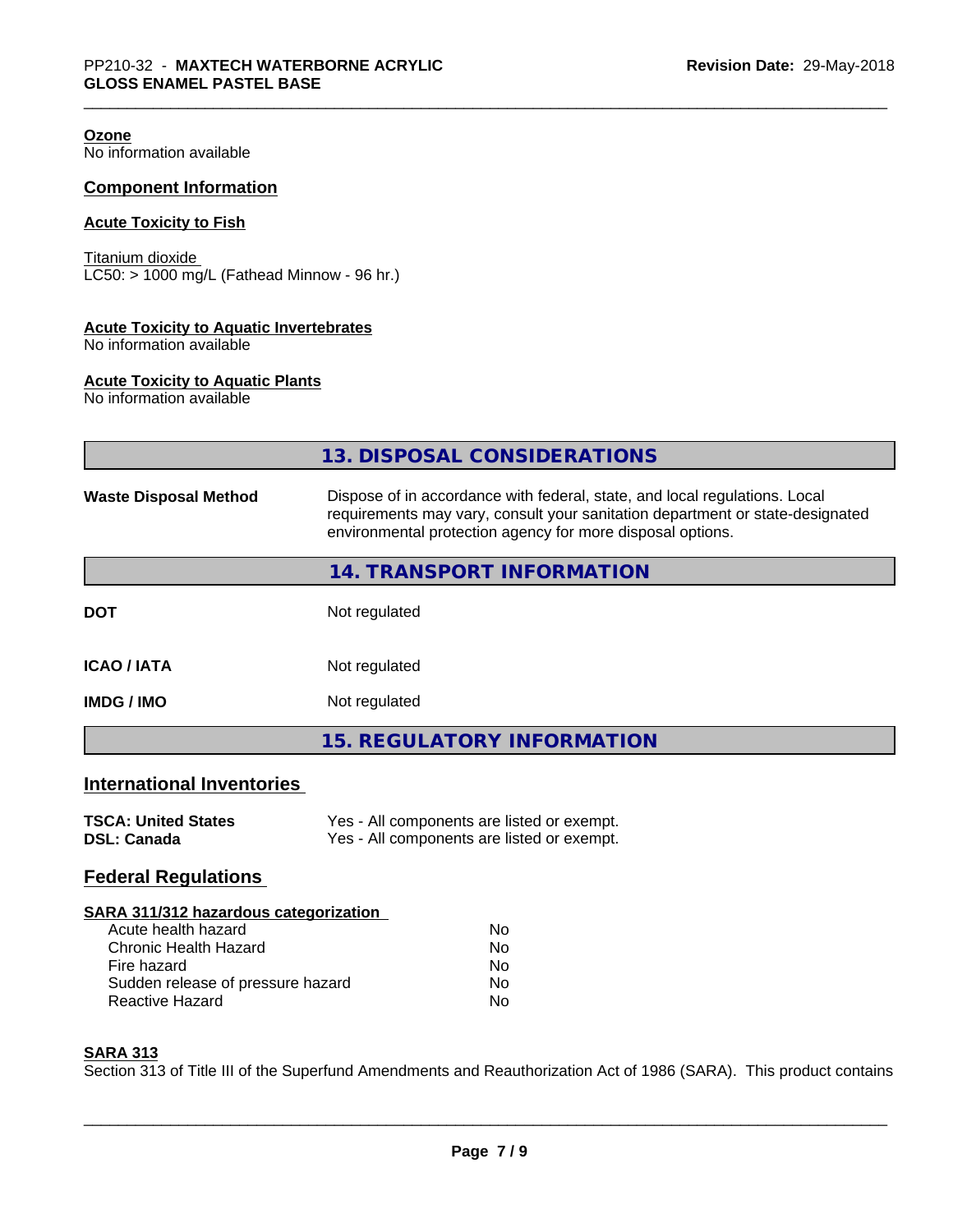**Ozone**
No information available

## Component Information

**Acute Toxicity to Fish**

Titanium dioxide
LC50: > 1000 mg/L (Fathead Minnow - 96 hr.)

**Acute Toxicity to Aquatic Invertebrates**
No information available

**Acute Toxicity to Aquatic Plants**
No information available

## 13. DISPOSAL CONSIDERATIONS

| | |
|---|---|
| **Waste Disposal Method** | Dispose of in accordance with federal, state, and local regulations. Local requirements may vary, consult your sanitation department or state-designated environmental protection agency for more disposal options. |

## 14. TRANSPORT INFORMATION

| | |
|---|---|
| **DOT** | Not regulated |
| **ICAO / IATA** | Not regulated |
| **IMDG / IMO** | Not regulated |

## 15. REGULATORY INFORMATION

## International Inventories

| | |
|---|---|
| **TSCA: United States** | Yes - All components are listed or exempt. |
| **DSL: Canada** | Yes - All components are listed or exempt. |

## Federal Regulations

**SARA 311/312 hazardous categorization**

| | |
|---|---|
| Acute health hazard | No |
| Chronic Health Hazard | No |
| Fire hazard | No |
| Sudden release of pressure hazard | No |
| Reactive Hazard | No |

**SARA 313**
Section 313 of Title III of the Superfund Amendments and Reauthorization Act of 1986 (SARA). This product contains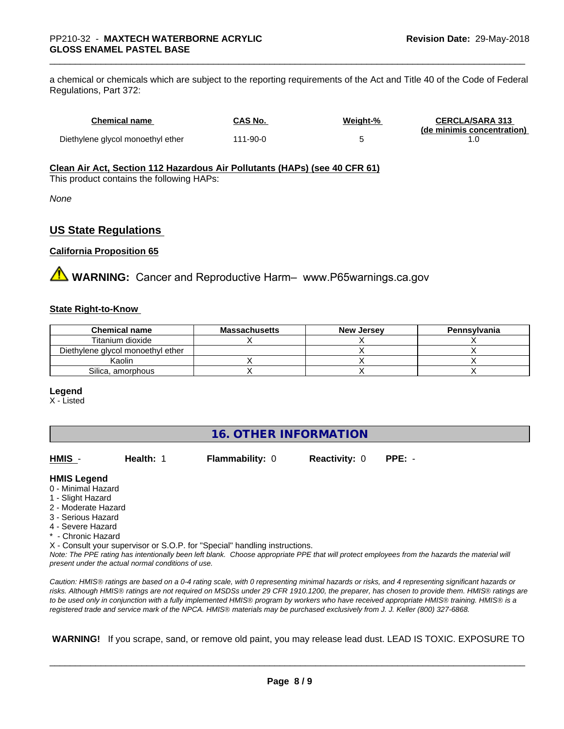a chemical or chemicals which are subject to the reporting requirements of the Act and Title 40 of the Code of Federal Regulations, Part 372:

| Chemical name | CAS No. | Weight-% | CERCLA/SARA 313 (de minimis concentration) |
|---|---|---|---|
| Diethylene glycol monoethyl ether | 111-90-0 | 5 | 1.0 |

**Clean Air Act, Section 112 Hazardous Air Pollutants (HAPs) (see 40 CFR 61)**

This product contains the following HAPs:

*None*

## US State Regulations

**California Proposition 65**

⚠ **WARNING:** Cancer and Reproductive Harm– www.P65warnings.ca.gov

**State Right-to-Know**

| Chemical name | Massachusetts | New Jersey | Pennsylvania |
|---|---|---|---|
| Titanium dioxide | X | X | X |
| Diethylene glycol monoethyl ether | | X | X |
| Kaolin | X | X | X |
| Silica, amorphous | X | X | X |

**Legend**

X - Listed

## 16. OTHER INFORMATION

**HMIS** - **Health:** 1 **Flammability:** 0 **Reactivity:** 0 **PPE:** -

**HMIS Legend**

0 - Minimal Hazard
1 - Slight Hazard
2 - Moderate Hazard
3 - Serious Hazard
4 - Severe Hazard
* - Chronic Hazard
X - Consult your supervisor or S.O.P. for "Special" handling instructions.

*Note: The PPE rating has intentionally been left blank. Choose appropriate PPE that will protect employees from the hazards the material will present under the actual normal conditions of use.*

*Caution: HMIS® ratings are based on a 0-4 rating scale, with 0 representing minimal hazards or risks, and 4 representing significant hazards or risks. Although HMIS® ratings are not required on MSDSs under 29 CFR 1910.1200, the preparer, has chosen to provide them. HMIS® ratings are to be used only in conjunction with a fully implemented HMIS® program by workers who have received appropriate HMIS® training. HMIS® is a registered trade and service mark of the NPCA. HMIS® materials may be purchased exclusively from J. J. Keller (800) 327-6868.*

**WARNING!** If you scrape, sand, or remove old paint, you may release lead dust. LEAD IS TOXIC. EXPOSURE TO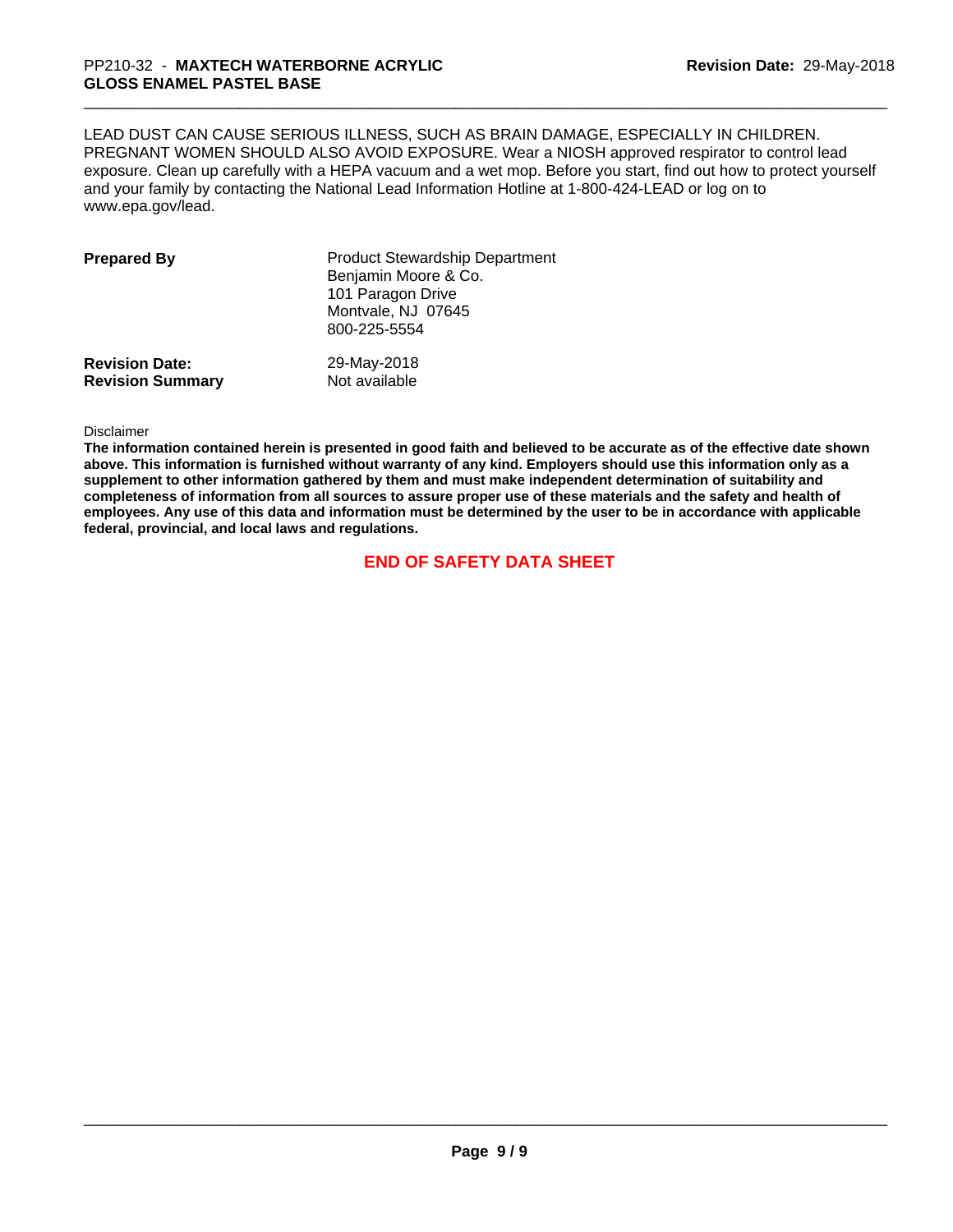LEAD DUST CAN CAUSE SERIOUS ILLNESS, SUCH AS BRAIN DAMAGE, ESPECIALLY IN CHILDREN. PREGNANT WOMEN SHOULD ALSO AVOID EXPOSURE. Wear a NIOSH approved respirator to control lead exposure. Clean up carefully with a HEPA vacuum and a wet mop. Before you start, find out how to protect yourself and your family by contacting the National Lead Information Hotline at 1-800-424-LEAD or log on to www.epa.gov/lead.

| | |
|---|---|
| **Prepared By** | Product Stewardship Department<br>Benjamin Moore & Co.<br>101 Paragon Drive<br>Montvale, NJ 07645<br>800-225-5554 |
| **Revision Date:** | 29-May-2018 |
| **Revision Summary** | Not available |

Disclaimer

**The information contained herein is presented in good faith and believed to be accurate as of the effective date shown above. This information is furnished without warranty of any kind. Employers should use this information only as a supplement to other information gathered by them and must make independent determination of suitability and completeness of information from all sources to assure proper use of these materials and the safety and health of employees. Any use of this data and information must be determined by the user to be in accordance with applicable federal, provincial, and local laws and regulations.**

**END OF SAFETY DATA SHEET**